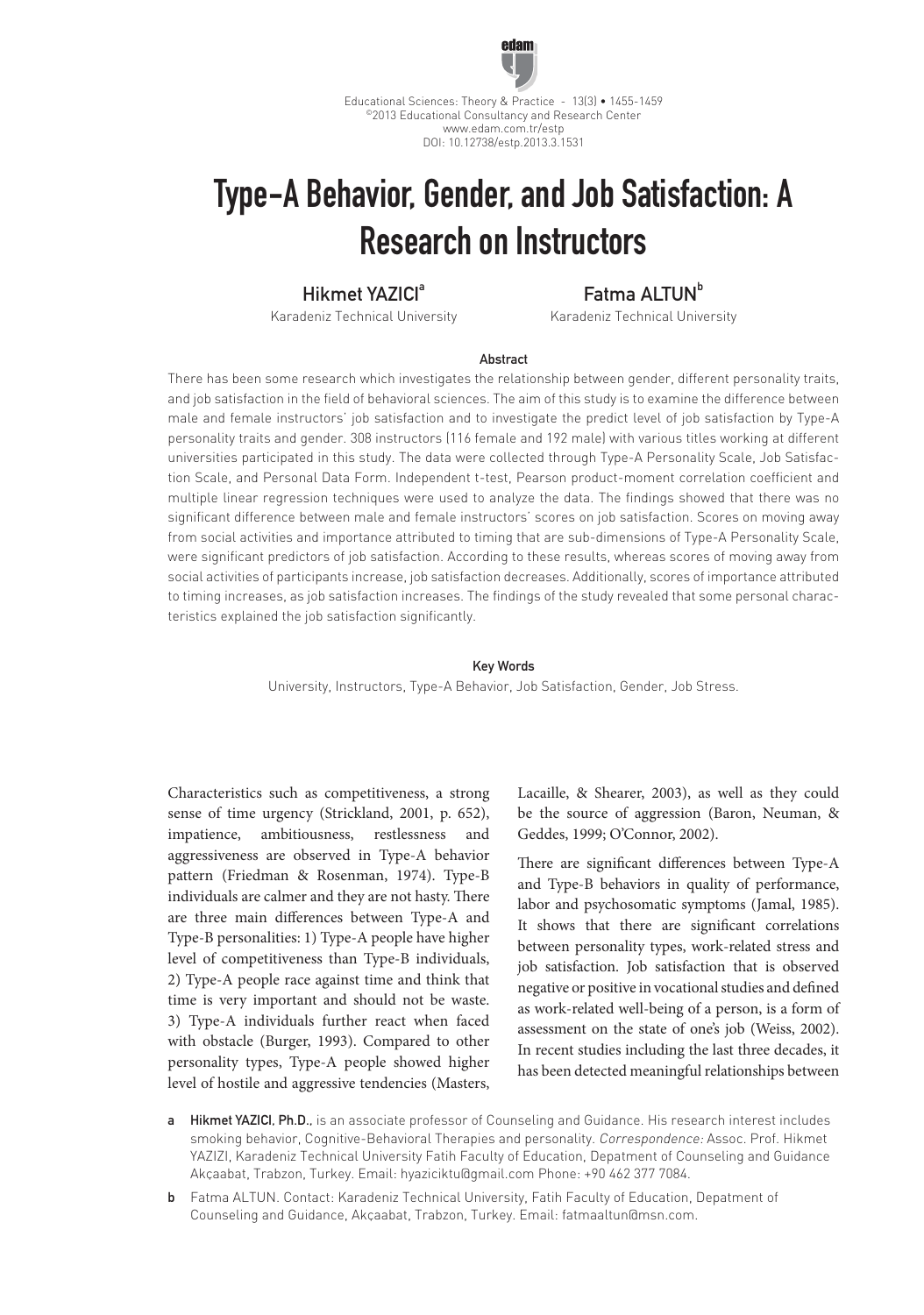# Type-A Behavior, Gender, and Job Satisfaction: A Research on Instructors

**Hikmet YAZICI**[a]
Karadeniz Technical University

**Fatma ALTUN**[b]
Karadeniz Technical University

### Abstract

There has been some research which investigates the relationship between gender, different personality traits, and job satisfaction in the field of behavioral sciences. The aim of this study is to examine the difference between male and female instructors' job satisfaction and to investigate the predict level of job satisfaction by Type-A personality traits and gender. 308 instructors (116 female and 192 male) with various titles working at different universities participated in this study. The data were collected through Type-A Personality Scale, Job Satisfaction Scale, and Personal Data Form. Independent t-test, Pearson product-moment correlation coefficient and multiple linear regression techniques were used to analyze the data. The findings showed that there was no significant difference between male and female instructors' scores on job satisfaction. Scores on moving away from social activities and importance attributed to timing that are sub-dimensions of Type-A Personality Scale, were significant predictors of job satisfaction. According to these results, whereas scores of moving away from social activities of participants increase, job satisfaction decreases. Additionally, scores of importance attributed to timing increases, as job satisfaction increases. The findings of the study revealed that some personal characteristics explained the job satisfaction significantly.

### Key Words

University, Instructors, Type-A Behavior, Job Satisfaction, Gender, Job Stress.

Characteristics such as competitiveness, a strong sense of time urgency (Strickland, 2001, p. 652), impatience, ambitiousness, restlessness and aggressiveness are observed in Type-A behavior pattern (Friedman & Rosenman, 1974). Type-B individuals are calmer and they are not hasty. There are three main differences between Type-A and Type-B personalities: 1) Type-A people have higher level of competitiveness than Type-B individuals, 2) Type-A people race against time and think that time is very important and should not be waste. 3) Type-A individuals further react when faced with obstacle (Burger, 1993). Compared to other personality types, Type-A people showed higher level of hostile and aggressive tendencies (Masters, Lacaille, & Shearer, 2003), as well as they could be the source of aggression (Baron, Neuman, & Geddes, 1999; O'Connor, 2002).

There are significant differences between Type-A and Type-B behaviors in quality of performance, labor and psychosomatic symptoms (Jamal, 1985). It shows that there are significant correlations between personality types, work-related stress and job satisfaction. Job satisfaction that is observed negative or positive in vocational studies and defined as work-related well-being of a person, is a form of assessment on the state of one's job (Weiss, 2002). In recent studies including the last three decades, it has been detected meaningful relationships between

a **Hikmet YAZICI, Ph.D.**, is an associate professor of Counseling and Guidance. His research interest includes smoking behavior, Cognitive-Behavioral Therapies and personality. *Correspondence:* Assoc. Prof. Hikmet YAZIZI, Karadeniz Technical University Fatih Faculty of Education, Depatment of Counseling and Guidance Akçaabat, Trabzon, Turkey. Email: hyaziciktu@gmail.com Phone: +90 462 377 7084.

b Fatma ALTUN. Contact: Karadeniz Technical University, Fatih Faculty of Education, Depatment of Counseling and Guidance, Akçaabat, Trabzon, Turkey. Email: fatmaaltun@msn.com.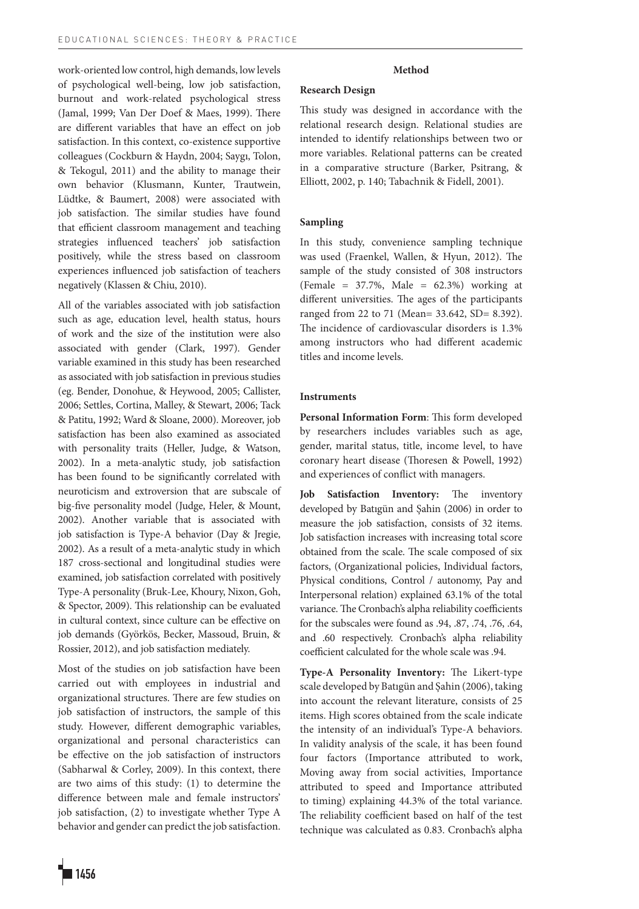work-oriented low control, high demands, low levels of psychological well-being, low job satisfaction, burnout and work-related psychological stress (Jamal, 1999; Van Der Doef & Maes, 1999). There are different variables that have an effect on job satisfaction. In this context, co-existence supportive colleagues (Cockburn & Haydn, 2004; Saygı, Tolon, & Tekogul, 2011) and the ability to manage their own behavior (Klusmann, Kunter, Trautwein, Lüdtke, & Baumert, 2008) were associated with job satisfaction. The similar studies have found that efficient classroom management and teaching strategies influenced teachers' job satisfaction positively, while the stress based on classroom experiences influenced job satisfaction of teachers negatively (Klassen & Chiu, 2010).

All of the variables associated with job satisfaction such as age, education level, health status, hours of work and the size of the institution were also associated with gender (Clark, 1997). Gender variable examined in this study has been researched as associated with job satisfaction in previous studies (eg. Bender, Donohue, & Heywood, 2005; Callister, 2006; Settles, Cortina, Malley, & Stewart, 2006; Tack & Patitu, 1992; Ward & Sloane, 2000). Moreover, job satisfaction has been also examined as associated with personality traits (Heller, Judge, & Watson, 2002). In a meta-analytic study, job satisfaction has been found to be significantly correlated with neuroticism and extroversion that are subscale of big-five personality model (Judge, Heler, & Mount, 2002). Another variable that is associated with job satisfaction is Type-A behavior (Day & Jregie, 2002). As a result of a meta-analytic study in which 187 cross-sectional and longitudinal studies were examined, job satisfaction correlated with positively Type-A personality (Bruk-Lee, Khoury, Nixon, Goh, & Spector, 2009). This relationship can be evaluated in cultural context, since culture can be effective on job demands (Györkös, Becker, Massoud, Bruin, & Rossier, 2012), and job satisfaction mediately.

Most of the studies on job satisfaction have been carried out with employees in industrial and organizational structures. There are few studies on job satisfaction of instructors, the sample of this study. However, different demographic variables, organizational and personal characteristics can be effective on the job satisfaction of instructors (Sabharwal & Corley, 2009). In this context, there are two aims of this study: (1) to determine the difference between male and female instructors' job satisfaction, (2) to investigate whether Type A behavior and gender can predict the job satisfaction.

## Method

### Research Design

This study was designed in accordance with the relational research design. Relational studies are intended to identify relationships between two or more variables. Relational patterns can be created in a comparative structure (Barker, Psitrang, & Elliott, 2002, p. 140; Tabachnik & Fidell, 2001).

### Sampling

In this study, convenience sampling technique was used (Fraenkel, Wallen, & Hyun, 2012). The sample of the study consisted of 308 instructors (Female = 37.7%, Male = 62.3%) working at different universities. The ages of the participants ranged from 22 to 71 (Mean= 33.642, SD= 8.392). The incidence of cardiovascular disorders is 1.3% among instructors who had different academic titles and income levels.

### Instruments

**Personal Information Form**: This form developed by researchers includes variables such as age, gender, marital status, title, income level, to have coronary heart disease (Thoresen & Powell, 1992) and experiences of conflict with managers.

**Job Satisfaction Inventory:** The inventory developed by Batıgün and Şahin (2006) in order to measure the job satisfaction, consists of 32 items. Job satisfaction increases with increasing total score obtained from the scale. The scale composed of six factors, (Organizational policies, Individual factors, Physical conditions, Control / autonomy, Pay and Interpersonal relation) explained 63.1% of the total variance. The Cronbach's alpha reliability coefficients for the subscales were found as .94, .87, .74, .76, .64, and .60 respectively. Cronbach's alpha reliability coefficient calculated for the whole scale was .94.

**Type-A Personality Inventory:** The Likert-type scale developed by Batıgün and Şahin (2006), taking into account the relevant literature, consists of 25 items. High scores obtained from the scale indicate the intensity of an individual's Type-A behaviors. In validity analysis of the scale, it has been found four factors (Importance attributed to work, Moving away from social activities, Importance attributed to speed and Importance attributed to timing) explaining 44.3% of the total variance. The reliability coefficient based on half of the test technique was calculated as 0.83. Cronbach's alpha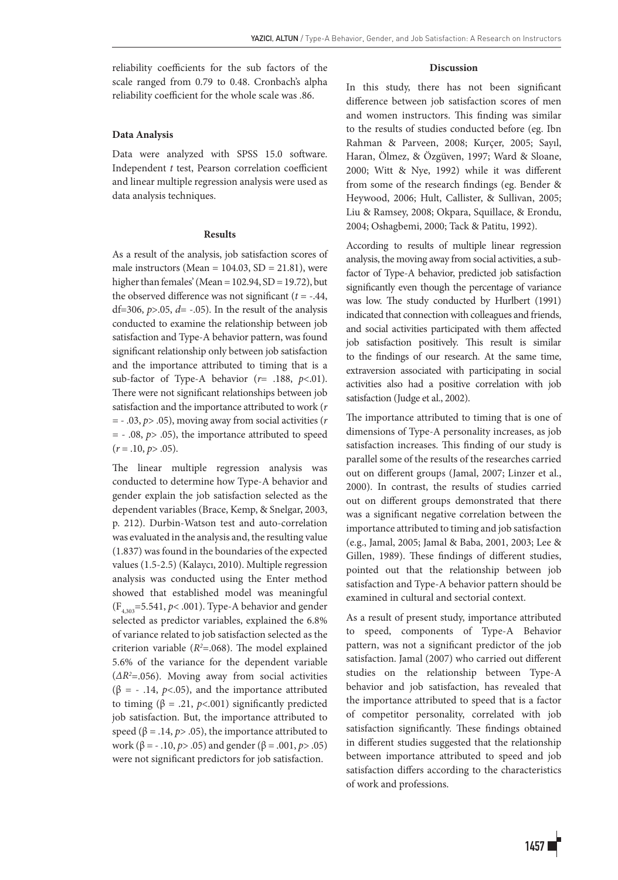reliability coefficients for the sub factors of the scale ranged from 0.79 to 0.48. Cronbach's alpha reliability coefficient for the whole scale was .86.

### Data Analysis

Data were analyzed with SPSS 15.0 software. Independent *t* test, Pearson correlation coefficient and linear multiple regression analysis were used as data analysis techniques.

## Results

As a result of the analysis, job satisfaction scores of male instructors (Mean = 104.03, SD = 21.81), were higher than females' (Mean = 102.94, SD = 19.72), but the observed difference was not significant ($t = -.44$, df=306, $p > .05$, $d = -.05$). In the result of the analysis conducted to examine the relationship between job satisfaction and Type-A behavior pattern, was found significant relationship only between job satisfaction and the importance attributed to timing that is a sub-factor of Type-A behavior ($r = .188$, $p < .01$). There were not significant relationships between job satisfaction and the importance attributed to work ($r = -.03$, $p > .05$), moving away from social activities ($r = -.08$, $p > .05$), the importance attributed to speed ($r = .10$, $p > .05$).

The linear multiple regression analysis was conducted to determine how Type-A behavior and gender explain the job satisfaction selected as the dependent variables (Brace, Kemp, & Snelgar, 2003, p. 212). Durbin-Watson test and auto-correlation was evaluated in the analysis and, the resulting value (1.837) was found in the boundaries of the expected values (1.5-2.5) (Kalaycı, 2010). Multiple regression analysis was conducted using the Enter method showed that established model was meaningful ($F_{4,303}=5.541$, $p < .001$). Type-A behavior and gender selected as predictor variables, explained the 6.8% of variance related to job satisfaction selected as the criterion variable ($R^2=.068$). The model explained 5.6% of the variance for the dependent variable ($\Delta R^2=.056$). Moving away from social activities ($\beta = -.14$, $p < .05$), and the importance attributed to timing ($\beta = .21$, $p < .001$) significantly predicted job satisfaction. But, the importance attributed to speed ($\beta = .14$, $p > .05$), the importance attributed to work ($\beta = -.10$, $p > .05$) and gender ($\beta = .001$, $p > .05$) were not significant predictors for job satisfaction.

## Discussion

In this study, there has not been significant difference between job satisfaction scores of men and women instructors. This finding was similar to the results of studies conducted before (eg. Ibn Rahman & Parveen, 2008; Kurçer, 2005; Sayıl, Haran, Ölmez, & Özgüven, 1997; Ward & Sloane, 2000; Witt & Nye, 1992) while it was different from some of the research findings (eg. Bender & Heywood, 2006; Hult, Callister, & Sullivan, 2005; Liu & Ramsey, 2008; Okpara, Squillace, & Erondu, 2004; Oshagbemi, 2000; Tack & Patitu, 1992).

According to results of multiple linear regression analysis, the moving away from social activities, a sub-factor of Type-A behavior, predicted job satisfaction significantly even though the percentage of variance was low. The study conducted by Hurlbert (1991) indicated that connection with colleagues and friends, and social activities participated with them affected job satisfaction positively. This result is similar to the findings of our research. At the same time, extraversion associated with participating in social activities also had a positive correlation with job satisfaction (Judge et al., 2002).

The importance attributed to timing that is one of dimensions of Type-A personality increases, as job satisfaction increases. This finding of our study is parallel some of the results of the researches carried out on different groups (Jamal, 2007; Linzer et al., 2000). In contrast, the results of studies carried out on different groups demonstrated that there was a significant negative correlation between the importance attributed to timing and job satisfaction (e.g., Jamal, 2005; Jamal & Baba, 2001, 2003; Lee & Gillen, 1989). These findings of different studies, pointed out that the relationship between job satisfaction and Type-A behavior pattern should be examined in cultural and sectorial context.

As a result of present study, importance attributed to speed, components of Type-A Behavior pattern, was not a significant predictor of the job satisfaction. Jamal (2007) who carried out different studies on the relationship between Type-A behavior and job satisfaction, has revealed that the importance attributed to speed that is a factor of competitor personality, correlated with job satisfaction significantly. These findings obtained in different studies suggested that the relationship between importance attributed to speed and job satisfaction differs according to the characteristics of work and professions.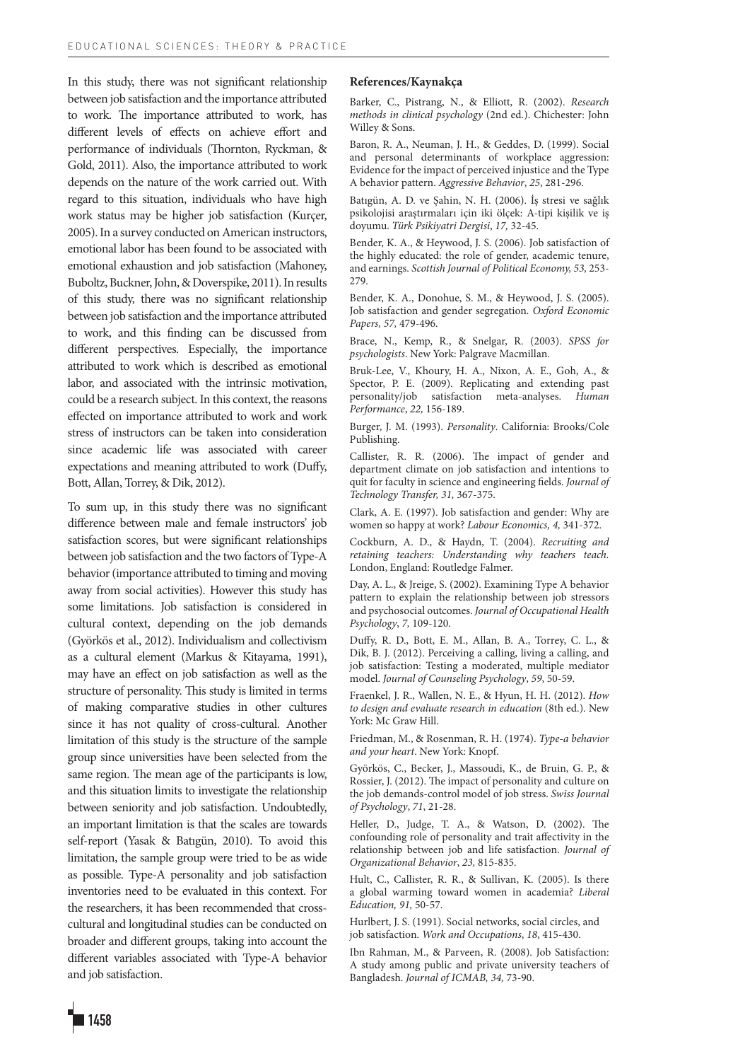In this study, there was not significant relationship between job satisfaction and the importance attributed to work. The importance attributed to work, has different levels of effects on achieve effort and performance of individuals (Thornton, Ryckman, & Gold, 2011). Also, the importance attributed to work depends on the nature of the work carried out. With regard to this situation, individuals who have high work status may be higher job satisfaction (Kurçer, 2005). In a survey conducted on American instructors, emotional labor has been found to be associated with emotional exhaustion and job satisfaction (Mahoney, Buboltz, Buckner, John, & Doverspike, 2011). In results of this study, there was no significant relationship between job satisfaction and the importance attributed to work, and this finding can be discussed from different perspectives. Especially, the importance attributed to work which is described as emotional labor, and associated with the intrinsic motivation, could be a research subject. In this context, the reasons effected on importance attributed to work and work stress of instructors can be taken into consideration since academic life was associated with career expectations and meaning attributed to work (Duffy, Bott, Allan, Torrey, & Dik, 2012).

To sum up, in this study there was no significant difference between male and female instructors' job satisfaction scores, but were significant relationships between job satisfaction and the two factors of Type-A behavior (importance attributed to timing and moving away from social activities). However this study has some limitations. Job satisfaction is considered in cultural context, depending on the job demands (Györkös et al., 2012). Individualism and collectivism as a cultural element (Markus & Kitayama, 1991), may have an effect on job satisfaction as well as the structure of personality. This study is limited in terms of making comparative studies in other cultures since it has not quality of cross-cultural. Another limitation of this study is the structure of the sample group since universities have been selected from the same region. The mean age of the participants is low, and this situation limits to investigate the relationship between seniority and job satisfaction. Undoubtedly, an important limitation is that the scales are towards self-report (Yasak & Batıgün, 2010). To avoid this limitation, the sample group were tried to be as wide as possible. Type-A personality and job satisfaction inventories need to be evaluated in this context. For the researchers, it has been recommended that cross-cultural and longitudinal studies can be conducted on broader and different groups, taking into account the different variables associated with Type-A behavior and job satisfaction.

## References/Kaynakça

Barker, C., Pistrang, N., & Elliott, R. (2002). *Research methods in clinical psychology* (2nd ed.). Chichester: John Willey & Sons.

Baron, R. A., Neuman, J. H., & Geddes, D. (1999). Social and personal determinants of workplace aggression: Evidence for the impact of perceived injustice and the Type A behavior pattern. *Aggressive Behavior*, *25*, 281-296.

Batıgün, A. D. ve Şahin, N. H. (2006). İş stresi ve sağlık psikolojisi araştırmaları için iki ölçek: A-tipi kişilik ve iş doyumu. *Türk Psikiyatri Dergisi*, *17,* 32-45.

Bender, K. A., & Heywood, J. S. (2006). Job satisfaction of the highly educated: the role of gender, academic tenure, and earnings. *Scottish Journal of Political Economy, 53,* 253-279.

Bender, K. A., Donohue, S. M., & Heywood, J. S. (2005). Job satisfaction and gender segregation. *Oxford Economic Papers, 57,* 479-496.

Brace, N., Kemp, R., & Snelgar, R. (2003). *SPSS for psychologists*. New York: Palgrave Macmillan.

Bruk-Lee, V., Khoury, H. A., Nixon, A. E., Goh, A., & Spector, P. E. (2009). Replicating and extending past personality/job satisfaction meta-analyses. *Human Performance*, *22,* 156-189.

Burger, J. M. (1993). *Personality*. California: Brooks/Cole Publishing.

Callister, R. R. (2006). The impact of gender and department climate on job satisfaction and intentions to quit for faculty in science and engineering fields. *Journal of Technology Transfer, 31,* 367-375.

Clark, A. E. (1997). Job satisfaction and gender: Why are women so happy at work? *Labour Economics, 4,* 341-372.

Cockburn, A. D., & Haydn, T. (2004). *Recruiting and retaining teachers: Understanding why teachers teach*. London, England: Routledge Falmer.

Day, A. L., & Jreige, S. (2002). Examining Type A behavior pattern to explain the relationship between job stressors and psychosocial outcomes. *Journal of Occupational Health Psychology*, *7,* 109-120.

Duffy, R. D., Bott, E. M., Allan, B. A., Torrey, C. L., & Dik, B. J. (2012). Perceiving a calling, living a calling, and job satisfaction: Testing a moderated, multiple mediator model. *Journal of Counseling Psychology*, *59*, 50-59.

Fraenkel, J. R., Wallen, N. E., & Hyun, H. H. (2012). *How to design and evaluate research in education* (8th ed.). New York: Mc Graw Hill.

Friedman, M., & Rosenman, R. H. (1974). *Type-a behavior and your heart*. New York: Knopf.

Györkös, C., Becker, J., Massoudi, K., de Bruin, G. P., & Rossier, J. (2012). The impact of personality and culture on the job demands-control model of job stress. *Swiss Journal of Psychology*, *71*, 21-28.

Heller, D., Judge, T. A., & Watson, D. (2002). The confounding role of personality and trait affectivity in the relationship between job and life satisfaction. *Journal of Organizational Behavior*, *23,* 815-835.

Hult, C., Callister, R. R., & Sullivan, K. (2005). Is there a global warming toward women in academia? *Liberal Education, 91,* 50-57.

Hurlbert, J. S. (1991). Social networks, social circles, and job satisfaction. *Work and Occupations*, *18*, 415-430.

Ibn Rahman, M., & Parveen, R. (2008). Job Satisfaction: A study among public and private university teachers of Bangladesh. *Journal of ICMAB, 34,* 73-90.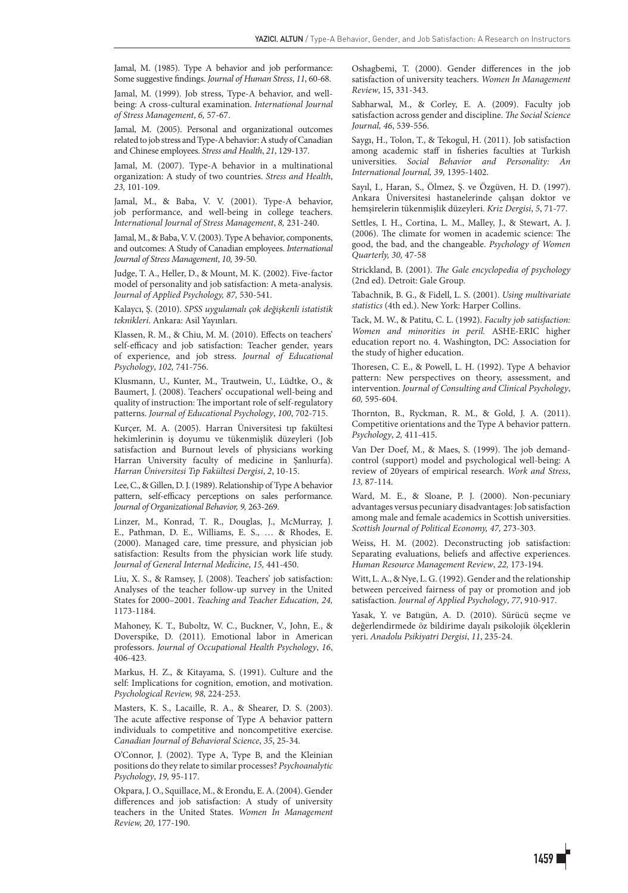Jamal, M. (1985). Type A behavior and job performance: Some suggestive findings. *Journal of Human Stress*, *11*, 60-68.

Jamal, M. (1999). Job stress, Type-A behavior, and well-being: A cross-cultural examination. *International Journal of Stress Management*, *6*, 57-67.

Jamal, M. (2005). Personal and organizational outcomes related to job stress and Type-A behavior: A study of Canadian and Chinese employees. *Stress and Health*, *21*, 129-137.

Jamal, M. (2007). Type-A behavior in a multinational organization: A study of two countries. *Stress and Health*, *23,* 101-109.

Jamal, M., & Baba, V. V. (2001). Type-A behavior, job performance, and well-being in college teachers. *International Journal of Stress Management*, *8,* 231-240.

Jamal, M., & Baba, V. V. (2003). Type-A behavior, components, and outcomes: A Study of Canadian employees. *International Journal of Stress Management*, *10,* 39-50.

Judge, T. A., Heller, D., & Mount, M. K. (2002). Five-factor model of personality and job satisfaction: A meta-analysis. *Journal of Applied Psychology, 87,* 530-541.

Kalaycı, Ş. (2010). *SPSS uygulamalı çok değişkenli istatistik teknikleri*. Ankara: Asil Yayınları.

Klassen, R. M., & Chiu, M. M. (2010). Effects on teachers' self-efficacy and job satisfaction: Teacher gender, years of experience, and job stress. *Journal of Educational Psychology*, *102,* 741-756.

Klusmann, U., Kunter, M., Trautwein, U., Lüdtke, O., & Baumert, J. (2008). Teachers' occupational well-being and quality of instruction: The important role of self-regulatory patterns. *Journal of Educational Psychology*, *100*, 702-715.

Kurçer, M. A. (2005). Harran Üniversitesi tıp fakültesi hekimlerinin iş doyumu ve tükenmişlik düzeyleri (Job satisfaction and Burnout levels of physicians working Harran University faculty of medicine in Şanlıurfa). *Harran Üniversitesi Tıp Fakültesi Dergisi*, *2*, 10-15.

Lee, C., & Gillen, D. J. (1989). Relationship of Type A behavior pattern, self-efficacy perceptions on sales performance. *Journal of Organizational Behavior, 9,* 263-269.

Linzer, M., Konrad, T. R., Douglas, J., McMurray, J. E., Pathman, D. E., Williams, E. S., … & Rhodes, E. (2000). Managed care, time pressure, and physician job satisfaction: Results from the physician work life study. *Journal of General Internal Medicine*, *15*, 441-450.

Liu, X. S., & Ramsey, J. (2008). Teachers' job satisfaction: Analyses of the teacher follow-up survey in the United States for 2000–2001. *Teaching and Teacher Education, 24,* 1173-1184.

Mahoney, K. T., Buboltz, W. C., Buckner, V., John, E., & Doverspike, D. (2011). Emotional labor in American professors. *Journal of Occupational Health Psychology*, *16*, 406-423.

Markus, H. Z., & Kitayama, S. (1991). Culture and the self: Implications for cognition, emotion, and motivation. *Psychological Review, 98,* 224-253.

Masters, K. S., Lacaille, R. A., & Shearer, D. S. (2003). The acute affective response of Type A behavior pattern individuals to competitive and noncompetitive exercise. *Canadian Journal of Behavioral Science*, *35*, 25-34.

O'Connor, J. (2002). Type A, Type B, and the Kleinian positions do they relate to similar processes? *Psychoanalytic Psychology*, *19,* 95-117.

Okpara, J. O., Squillace, M., & Erondu, E. A. (2004). Gender differences and job satisfaction: A study of university teachers in the United States. *Women In Management Review, 20,* 177-190.

Oshagbemi, T. (2000). Gender differences in the job satisfaction of university teachers. *Women In Management Review*, 15, 331-343.

Sabharwal, M., & Corley, E. A. (2009). Faculty job satisfaction across gender and discipline. *The Social Science Journal, 46*, 539-556.

Saygı, H., Tolon, T., & Tekogul, H. (2011). Job satisfaction among academic staff in fisheries faculties at Turkish universities. *Social Behavior and Personality: An International Journal, 39,* 1395-1402.

Sayıl, I., Haran, S., Ölmez, Ş. ve Özgüven, H. D. (1997). Ankara Üniversitesi hastanelerinde çalışan doktor ve hemşirelerin tükenmişlik düzeyleri. *Kriz Dergisi*, *5*, 71-77.

Settles, I. H., Cortina, L. M., Malley, J., & Stewart, A. J. (2006). The climate for women in academic science: The good, the bad, and the changeable. *Psychology of Women Quarterly, 30,* 47-58

Strickland, B. (2001). *The Gale encyclopedia of psychology* (2nd ed). Detroit: Gale Group.

Tabachnik, B. G., & Fidell, L. S. (2001). *Using multivariate statistics* (4th ed.). New York: Harper Collins.

Tack, M. W., & Patitu, C. L. (1992). *Faculty job satisfaction: Women and minorities in peril.* ASHE-ERIC higher education report no. 4. Washington, DC: Association for the study of higher education.

Thoresen, C. E., & Powell, L. H. (1992). Type A behavior pattern: New perspectives on theory, assessment, and intervention. *Journal of Consulting and Clinical Psychology*, *60,* 595-604.

Thornton, B., Ryckman, R. M., & Gold, J. A. (2011). Competitive orientations and the Type A behavior pattern. *Psychology*, *2,* 411-415.

Van Der Doef, M., & Maes, S. (1999). The job demand-control (support) model and psychological well-being: A review of 20years of empirical research. *Work and Stress*, *13,* 87-114.

Ward, M. E., & Sloane, P. J. (2000). Non-pecuniary advantages versus pecuniary disadvantages: Job satisfaction among male and female academics in Scottish universities. *Scottish Journal of Political Economy, 47,* 273-303.

Weiss, H. M. (2002). Deconstructing job satisfaction: Separating evaluations, beliefs and affective experiences. *Human Resource Management Review*, *22,* 173-194.

Witt, L. A., & Nye, L. G. (1992). Gender and the relationship between perceived fairness of pay or promotion and job satisfaction. *Journal of Applied Psychology*, *77*, 910-917.

Yasak, Y. ve Batıgün, A. D. (2010). Sürücü seçme ve değerlendirmede öz bildirime dayalı psikolojik ölçeklerin yeri. *Anadolu Psikiyatri Dergisi*, *11*, 235-24.